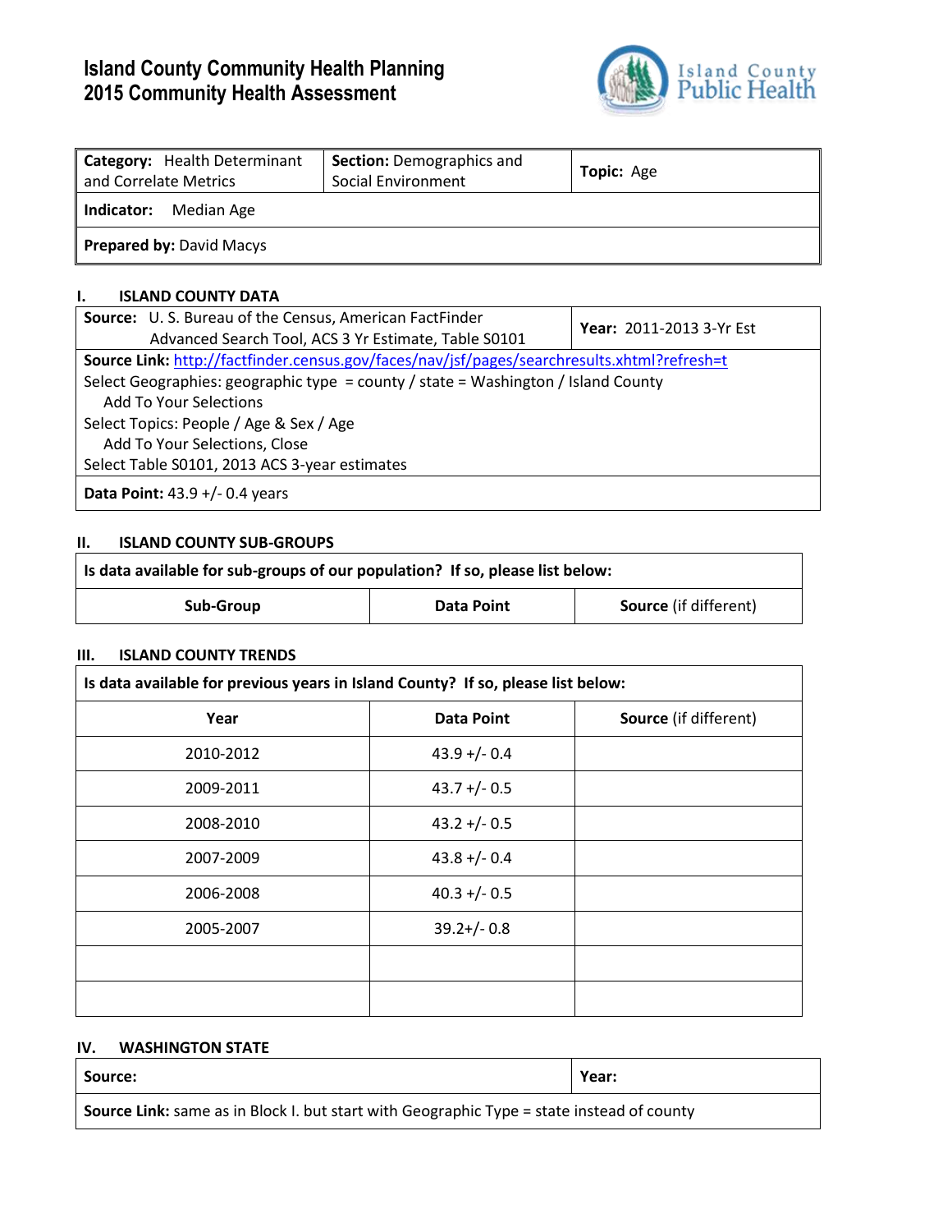# Island County Community Health Planning
# 2015 Community Health Assessment

| **Category:** Health Determinant and Correlate Metrics | **Section:** Demographics and Social Environment | **Topic:** Age |
|---|---|---|
| **Indicator:** Median Age | | |
| **Prepared by:** David Macys | | |

## I. ISLAND COUNTY DATA

| **Source:** U. S. Bureau of the Census, American FactFinder Advanced Search Tool, ACS 3 Yr Estimate, Table S0101 | **Year:** 2011-2013 3-Yr Est |
|---|---|
| **Source Link:** http://factfinder.census.gov/faces/nav/jsf/pages/searchresults.xhtml?refresh=t<br>Select Geographies: geographic type = county / state = Washington / Island County<br>Add To Your Selections<br>Select Topics: People / Age & Sex / Age<br>Add To Your Selections, Close<br>Select Table S0101, 2013 ACS 3-year estimates | |
| **Data Point:** 43.9 +/- 0.4 years | |

## II. ISLAND COUNTY SUB-GROUPS

**Is data available for sub-groups of our population? If so, please list below:**

| Sub-Group | Data Point | Source (if different) |
|---|---|---|

## III. ISLAND COUNTY TRENDS

**Is data available for previous years in Island County? If so, please list below:**

| Year | Data Point | Source (if different) |
|---|---|---|
| 2010-2012 | 43.9 +/- 0.4 | |
| 2009-2011 | 43.7 +/- 0.5 | |
| 2008-2010 | 43.2 +/- 0.5 | |
| 2007-2009 | 43.8 +/- 0.4 | |
| 2006-2008 | 40.3 +/- 0.5 | |
| 2005-2007 | 39.2+/- 0.8 | |
| | | |
| | | |

## IV. WASHINGTON STATE

| **Source:** | **Year:** |
|---|---|
| **Source Link:** same as in Block I. but start with Geographic Type = state instead of county | |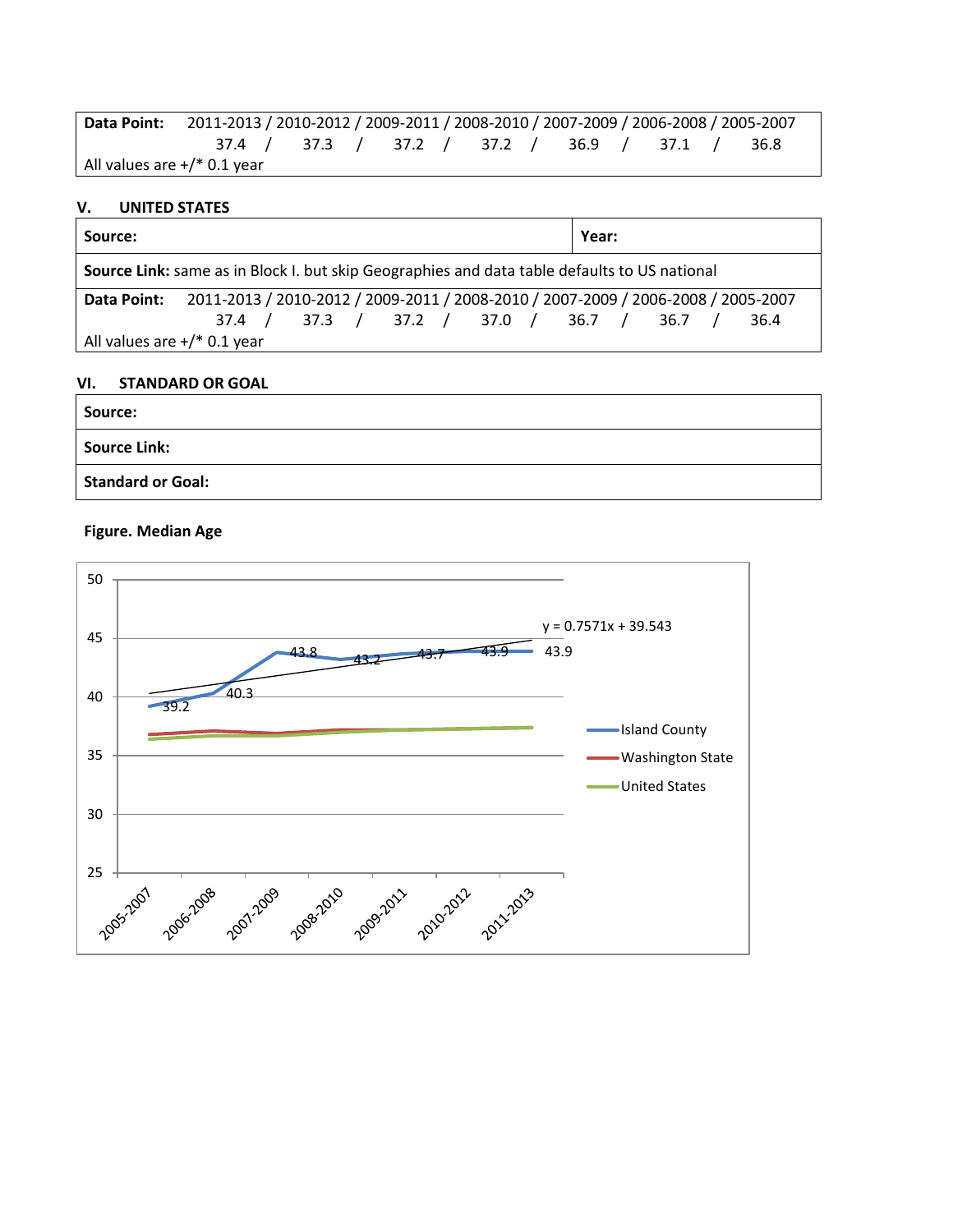| | |
|---|---|
| **Data Point:** 2011-2013 / 2010-2012 / 2009-2011 / 2008-2010 / 2007-2009 / 2006-2008 / 2005-2007<br>37.4 / 37.3 / 37.2 / 37.2 / 36.9 / 37.1 / 36.8<br>All values are +/* 0.1 year | |

## V. UNITED STATES

| | |
|---|---|
| **Source:** | **Year:** |
| **Source Link:** same as in Block I. but skip Geographies and data table defaults to US national | |
| **Data Point:** 2011-2013 / 2010-2012 / 2009-2011 / 2008-2010 / 2007-2009 / 2006-2008 / 2005-2007<br>37.4 / 37.3 / 37.2 / 37.0 / 36.7 / 36.7 / 36.4<br>All values are +/* 0.1 year | |

## VI. STANDARD OR GOAL

| |
|---|
| **Source:** |
| **Source Link:** |
| **Standard or Goal:** |

**Figure. Median Age**

50
45
40
35
30
25

y = 0.7571x + 39.543

39.2
40.3
43.8
43.2
43.7
43.9
43.9

2005-2007
2006-2008
2007-2009
2008-2010
2009-2011
2010-2012
2011-2013

Island County
Washington State
United States